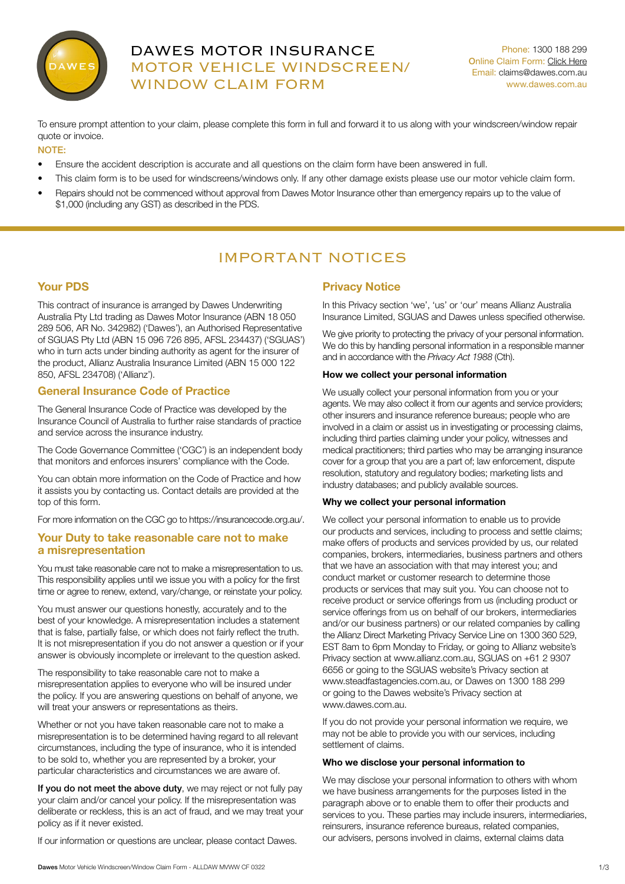# DAWES MOTOR INSURANCE

## MOTOR VEHICLE WINDSCREEN/ WINDOW CLAIM FORM

Phone: 1300 188 299
Online Claim Form: Click Here
Email: claims@dawes.com.au
www.dawes.com.au

To ensure prompt attention to your claim, please complete this form in full and forward it to us along with your windscreen/window repair quote or invoice.

NOTE:

- Ensure the accident description is accurate and all questions on the claim form have been answered in full.
- This claim form is to be used for windscreens/windows only. If any other damage exists please use our motor vehicle claim form.
- Repairs should not be commenced without approval from Dawes Motor Insurance other than emergency repairs up to the value of $1,000 (including any GST) as described in the PDS.

## IMPORTANT NOTICES

### Your PDS

This contract of insurance is arranged by Dawes Underwriting Australia Pty Ltd trading as Dawes Motor Insurance (ABN 18 050 289 506, AR No. 342982) ('Dawes'), an Authorised Representative of SGUAS Pty Ltd (ABN 15 096 726 895, AFSL 234437) ('SGUAS') who in turn acts under binding authority as agent for the insurer of the product, Allianz Australia Insurance Limited (ABN 15 000 122 850, AFSL 234708) ('Allianz').

### General Insurance Code of Practice

The General Insurance Code of Practice was developed by the Insurance Council of Australia to further raise standards of practice and service across the insurance industry.

The Code Governance Committee ('CGC') is an independent body that monitors and enforces insurers' compliance with the Code.

You can obtain more information on the Code of Practice and how it assists you by contacting us. Contact details are provided at the top of this form.

For more information on the CGC go to https://insurancecode.org.au/.

### Your Duty to take reasonable care not to make a misrepresentation

You must take reasonable care not to make a misrepresentation to us. This responsibility applies until we issue you with a policy for the first time or agree to renew, extend, vary/change, or reinstate your policy.

You must answer our questions honestly, accurately and to the best of your knowledge. A misrepresentation includes a statement that is false, partially false, or which does not fairly reflect the truth. It is not misrepresentation if you do not answer a question or if your answer is obviously incomplete or irrelevant to the question asked.

The responsibility to take reasonable care not to make a misrepresentation applies to everyone who will be insured under the policy. If you are answering questions on behalf of anyone, we will treat your answers or representations as theirs.

Whether or not you have taken reasonable care not to make a misrepresentation is to be determined having regard to all relevant circumstances, including the type of insurance, who it is intended to be sold to, whether you are represented by a broker, your particular characteristics and circumstances we are aware of.

**If you do not meet the above duty**, we may reject or not fully pay your claim and/or cancel your policy. If the misrepresentation was deliberate or reckless, this is an act of fraud, and we may treat your policy as if it never existed.

If our information or questions are unclear, please contact Dawes.

### Privacy Notice

In this Privacy section 'we', 'us' or 'our' means Allianz Australia Insurance Limited, SGUAS and Dawes unless specified otherwise.

We give priority to protecting the privacy of your personal information. We do this by handling personal information in a responsible manner and in accordance with the *Privacy Act 1988* (Cth).

**How we collect your personal information**

We usually collect your personal information from you or your agents. We may also collect it from our agents and service providers; other insurers and insurance reference bureaus; people who are involved in a claim or assist us in investigating or processing claims, including third parties claiming under your policy, witnesses and medical practitioners; third parties who may be arranging insurance cover for a group that you are a part of; law enforcement, dispute resolution, statutory and regulatory bodies; marketing lists and industry databases; and publicly available sources.

**Why we collect your personal information**

We collect your personal information to enable us to provide our products and services, including to process and settle claims; make offers of products and services provided by us, our related companies, brokers, intermediaries, business partners and others that we have an association with that may interest you; and conduct market or customer research to determine those products or services that may suit you. You can choose not to receive product or service offerings from us (including product or service offerings from us on behalf of our brokers, intermediaries and/or our business partners) or our related companies by calling the Allianz Direct Marketing Privacy Service Line on 1300 360 529, EST 8am to 6pm Monday to Friday, or going to Allianz website's Privacy section at www.allianz.com.au, SGUAS on +61 2 9307 6656 or going to the SGUAS website's Privacy section at www.steadfastagencies.com.au, or Dawes on 1300 188 299 or going to the Dawes website's Privacy section at www.dawes.com.au.

If you do not provide your personal information we require, we may not be able to provide you with our services, including settlement of claims.

**Who we disclose your personal information to**

We may disclose your personal information to others with whom we have business arrangements for the purposes listed in the paragraph above or to enable them to offer their products and services to you. These parties may include insurers, intermediaries, reinsurers, insurance reference bureaus, related companies, our advisers, persons involved in claims, external claims data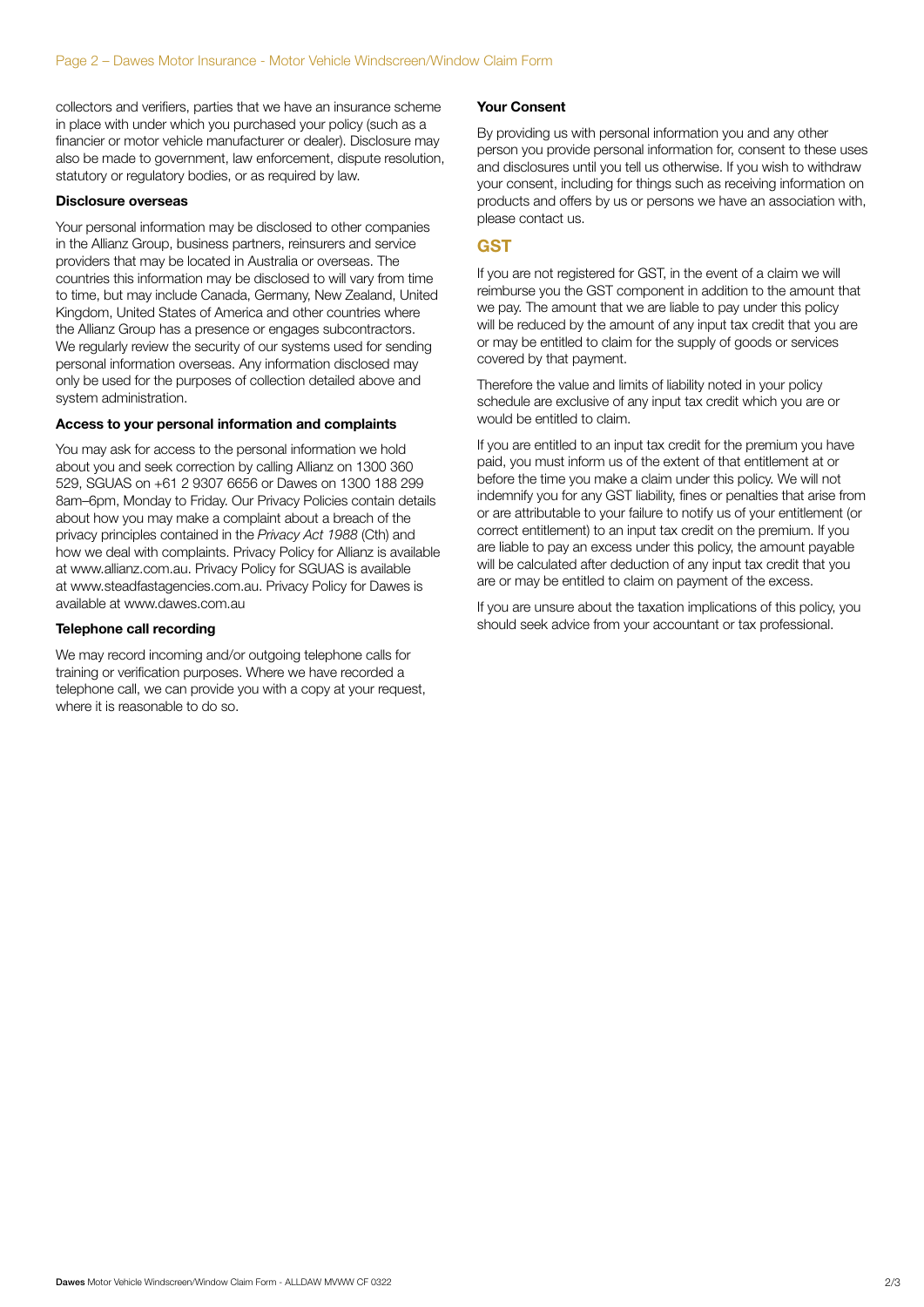collectors and verifiers, parties that we have an insurance scheme in place with under which you purchased your policy (such as a financier or motor vehicle manufacturer or dealer). Disclosure may also be made to government, law enforcement, dispute resolution, statutory or regulatory bodies, or as required by law.

**Disclosure overseas**

Your personal information may be disclosed to other companies in the Allianz Group, business partners, reinsurers and service providers that may be located in Australia or overseas. The countries this information may be disclosed to will vary from time to time, but may include Canada, Germany, New Zealand, United Kingdom, United States of America and other countries where the Allianz Group has a presence or engages subcontractors. We regularly review the security of our systems used for sending personal information overseas. Any information disclosed may only be used for the purposes of collection detailed above and system administration.

**Access to your personal information and complaints**

You may ask for access to the personal information we hold about you and seek correction by calling Allianz on 1300 360 529, SGUAS on +61 2 9307 6656 or Dawes on 1300 188 299 8am–6pm, Monday to Friday. Our Privacy Policies contain details about how you may make a complaint about a breach of the privacy principles contained in the *Privacy Act 1988* (Cth) and how we deal with complaints. Privacy Policy for Allianz is available at www.allianz.com.au. Privacy Policy for SGUAS is available at www.steadfastagencies.com.au. Privacy Policy for Dawes is available at www.dawes.com.au

**Telephone call recording**

We may record incoming and/or outgoing telephone calls for training or verification purposes. Where we have recorded a telephone call, we can provide you with a copy at your request, where it is reasonable to do so.

**Your Consent**

By providing us with personal information you and any other person you provide personal information for, consent to these uses and disclosures until you tell us otherwise. If you wish to withdraw your consent, including for things such as receiving information on products and offers by us or persons we have an association with, please contact us.

## GST

If you are not registered for GST, in the event of a claim we will reimburse you the GST component in addition to the amount that we pay. The amount that we are liable to pay under this policy will be reduced by the amount of any input tax credit that you are or may be entitled to claim for the supply of goods or services covered by that payment.

Therefore the value and limits of liability noted in your policy schedule are exclusive of any input tax credit which you are or would be entitled to claim.

If you are entitled to an input tax credit for the premium you have paid, you must inform us of the extent of that entitlement at or before the time you make a claim under this policy. We will not indemnify you for any GST liability, fines or penalties that arise from or are attributable to your failure to notify us of your entitlement (or correct entitlement) to an input tax credit on the premium. If you are liable to pay an excess under this policy, the amount payable will be calculated after deduction of any input tax credit that you are or may be entitled to claim on payment of the excess.

If you are unsure about the taxation implications of this policy, you should seek advice from your accountant or tax professional.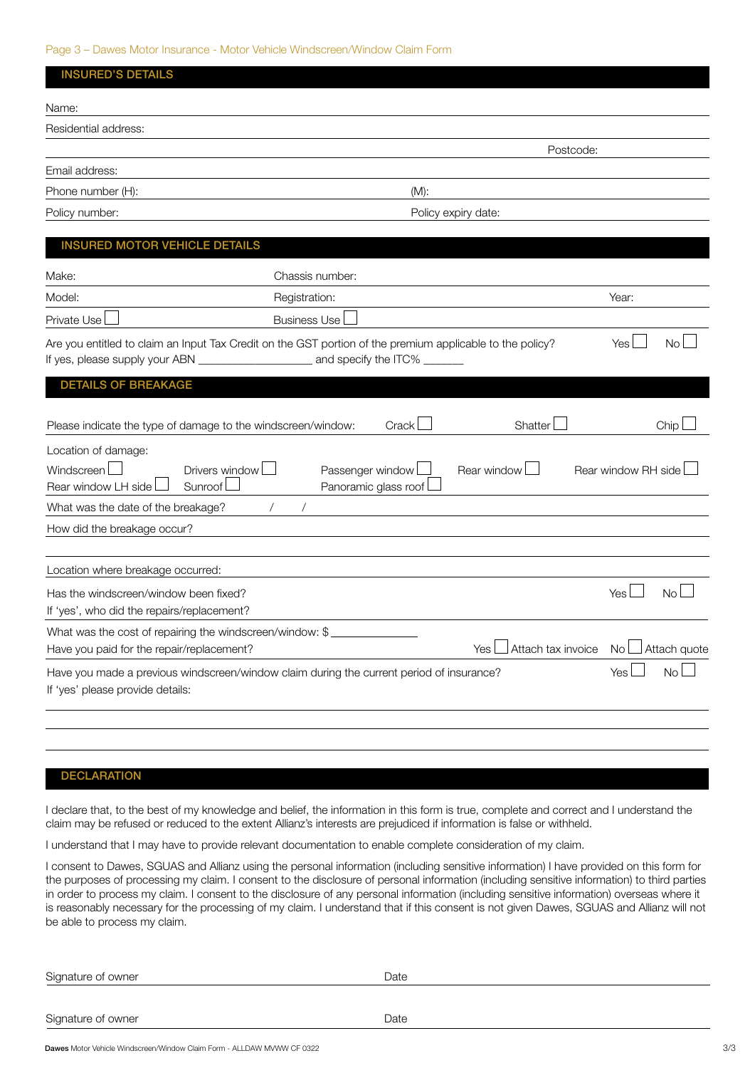## INSURED'S DETAILS

Name:

Residential address:

Postcode:

Email address:

Phone number (H): (M):

Policy number: Policy expiry date:

## INSURED MOTOR VEHICLE DETAILS

Make: Chassis number:

Model: Registration: Year:

Private Use ☐ Business Use ☐

Are you entitled to claim an Input Tax Credit on the GST portion of the premium applicable to the policy? Yes ☐ No ☐

If yes, please supply your ABN ________________ and specify the ITC% ______

## DETAILS OF BREAKAGE

Please indicate the type of damage to the windscreen/window: Crack ☐ Shatter ☐ Chip ☐

Location of damage:

Windscreen ☐ Drivers window ☐ Passenger window ☐ Rear window ☐ Rear window RH side ☐

Rear window LH side ☐ Sunroof ☐ Panoramic glass roof ☐

What was the date of the breakage? / /

How did the breakage occur?

Location where breakage occurred:

Has the windscreen/window been fixed? Yes ☐ No ☐

If 'yes', who did the repairs/replacement?

What was the cost of repairing the windscreen/window: $ ____________

Have you paid for the repair/replacement? Yes ☐ Attach tax invoice No ☐ Attach quote

Have you made a previous windscreen/window claim during the current period of insurance? Yes ☐ No ☐

If 'yes' please provide details:

## DECLARATION

I declare that, to the best of my knowledge and belief, the information in this form is true, complete and correct and I understand the claim may be refused or reduced to the extent Allianz's interests are prejudiced if information is false or withheld.

I understand that I may have to provide relevant documentation to enable complete consideration of my claim.

I consent to Dawes, SGUAS and Allianz using the personal information (including sensitive information) I have provided on this form for the purposes of processing my claim. I consent to the disclosure of personal information (including sensitive information) to third parties in order to process my claim. I consent to the disclosure of any personal information (including sensitive information) overseas where it is reasonably necessary for the processing of my claim. I understand that if this consent is not given Dawes, SGUAS and Allianz will not be able to process my claim.

Signature of owner Date

Signature of owner Date